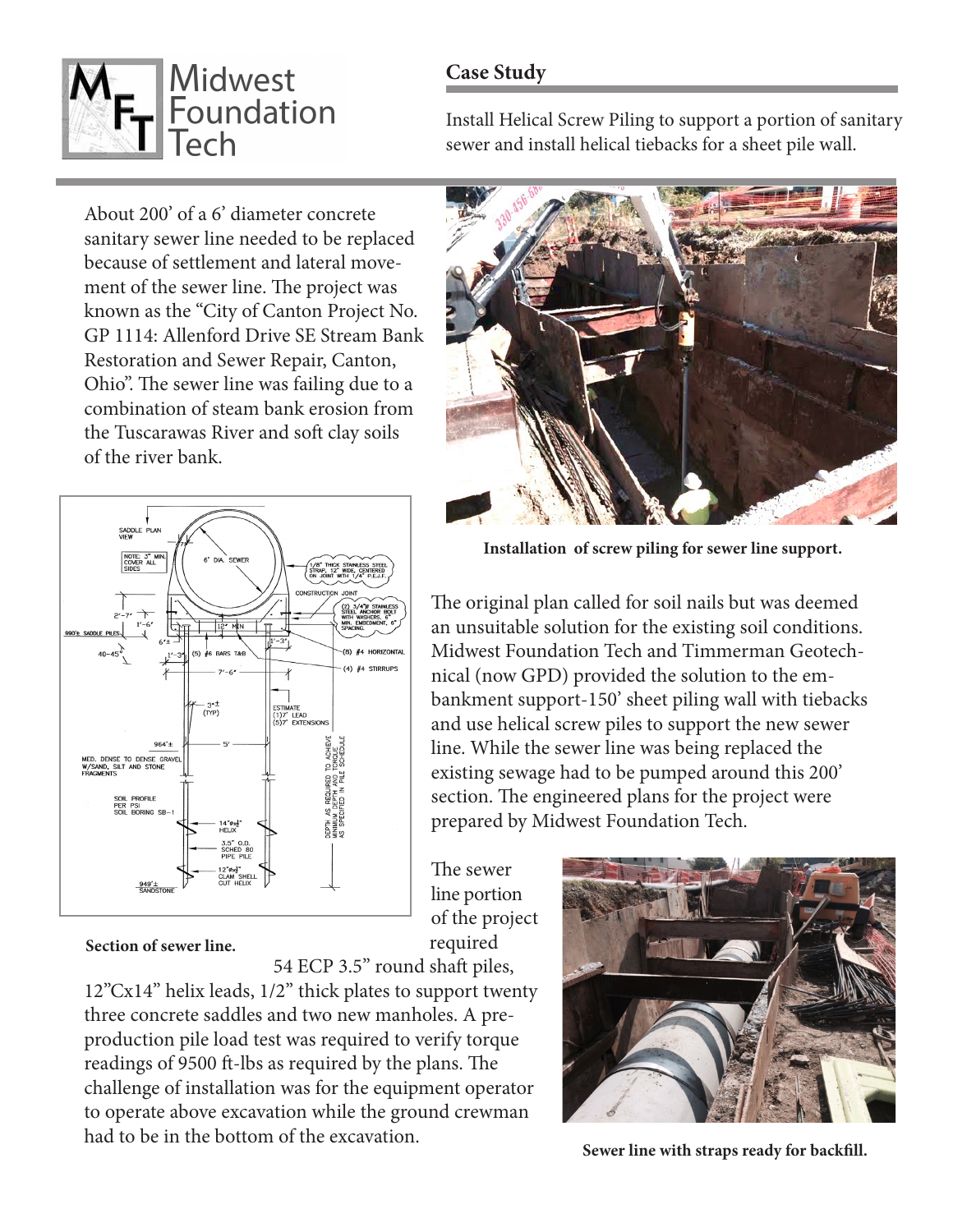Midwest Foundation Tech

## Case Study

Install Helical Screw Piling to support a portion of sanitary sewer and install helical tiebacks for a sheet pile wall.

About 200' of a 6' diameter concrete sanitary sewer line needed to be replaced because of settlement and lateral movement of the sewer line. The project was known as the "City of Canton Project No. GP 1114: Allenford Drive SE Stream Bank Restoration and Sewer Repair, Canton, Ohio". The sewer line was failing due to a combination of steam bank erosion from the Tuscarawas River and soft clay soils of the river bank.

**Installation of screw piling for sewer line support.**

The original plan called for soil nails but was deemed an unsuitable solution for the existing soil conditions. Midwest Foundation Tech and Timmerman Geotechnical (now GPD) provided the solution to the embankment support-150' sheet piling wall with tiebacks and use helical screw piles to support the new sewer line. While the sewer line was being replaced the existing sewage had to be pumped around this 200' section. The engineered plans for the project were prepared by Midwest Foundation Tech.

**Section of sewer line.**

The sewer line portion of the project required 54 ECP 3.5" round shaft piles, 12"Cx14" helix leads, 1/2" thick plates to support twenty three concrete saddles and two new manholes. A pre-production pile load test was required to verify torque readings of 9500 ft-lbs as required by the plans. The challenge of installation was for the equipment operator to operate above excavation while the ground crewman had to be in the bottom of the excavation.

**Sewer line with straps ready for backfill.**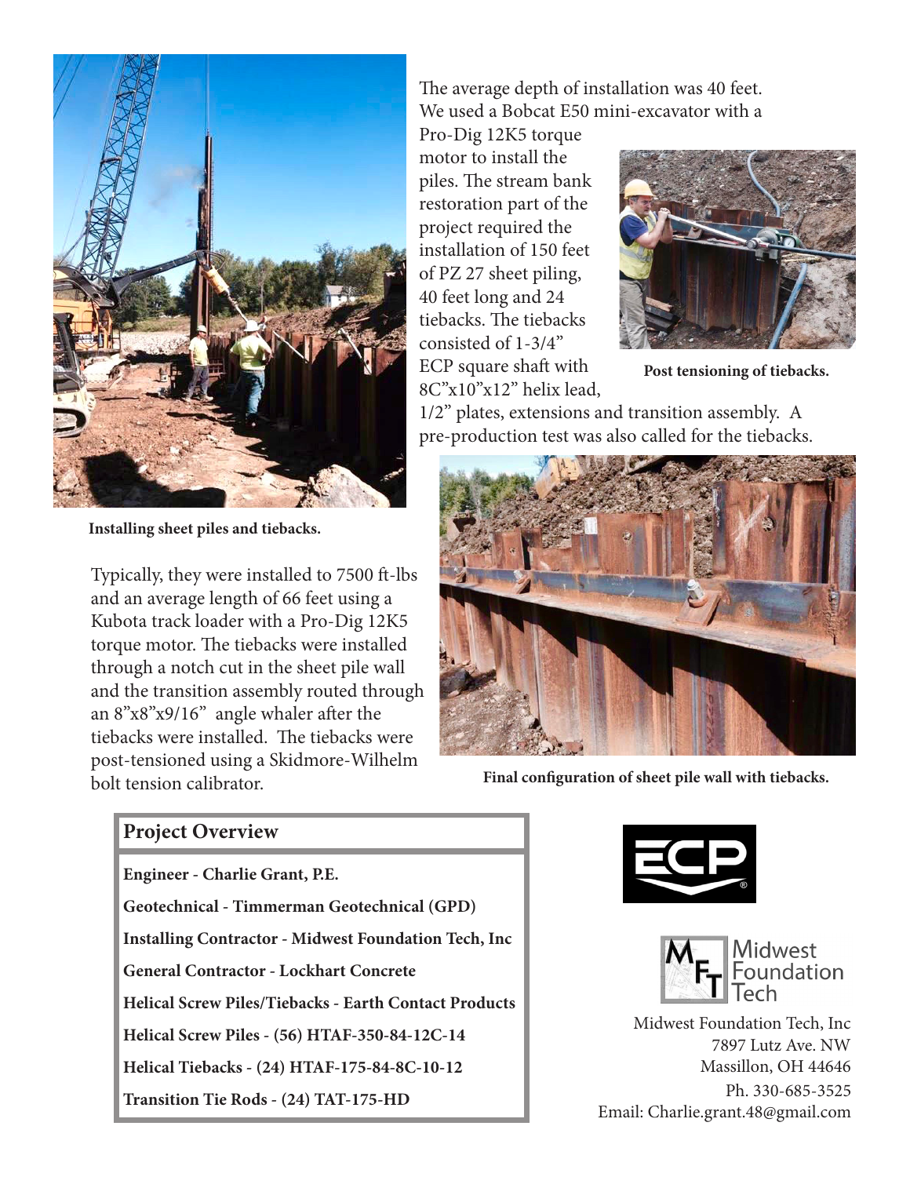The average depth of installation was 40 feet. We used a Bobcat E50 mini-excavator with a Pro-Dig 12K5 torque motor to install the piles. The stream bank restoration part of the project required the installation of 150 feet of PZ 27 sheet piling, 40 feet long and 24 tiebacks. The tiebacks consisted of 1-3/4" ECP square shaft with 8C"x10"x12" helix lead, 1/2" plates, extensions and transition assembly. A pre-production test was also called for the tiebacks.

**Installing sheet piles and tiebacks.**

**Post tensioning of tiebacks.**

Typically, they were installed to 7500 ft-lbs and an average length of 66 feet using a Kubota track loader with a Pro-Dig 12K5 torque motor. The tiebacks were installed through a notch cut in the sheet pile wall and the transition assembly routed through an 8"x8"x9/16" angle whaler after the tiebacks were installed. The tiebacks were post-tensioned using a Skidmore-Wilhelm bolt tension calibrator.

**Final configuration of sheet pile wall with tiebacks.**

## Project Overview

**Engineer - Charlie Grant, P.E.**

**Geotechnical - Timmerman Geotechnical (GPD)**

**Installing Contractor - Midwest Foundation Tech, Inc**

**General Contractor - Lockhart Concrete**

**Helical Screw Piles/Tiebacks - Earth Contact Products**

**Helical Screw Piles - (56) HTAF-350-84-12C-14**

**Helical Tiebacks - (24) HTAF-175-84-8C-10-12**

**Transition Tie Rods - (24) TAT-175-HD**

Midwest Foundation Tech, Inc
7897 Lutz Ave. NW
Massillon, OH 44646
Ph. 330-685-3525
Email: Charlie.grant.48@gmail.com